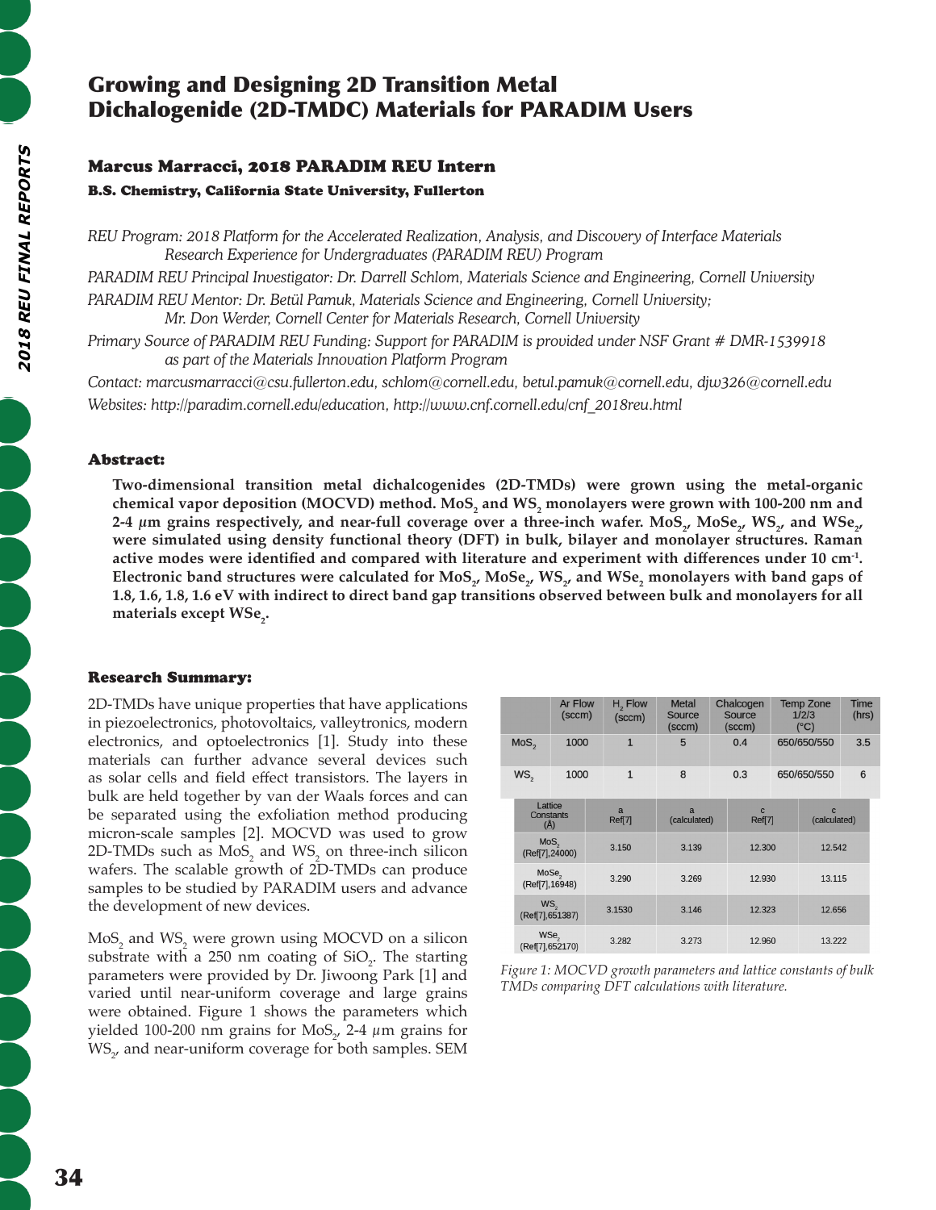# Growing and Designing 2D Transition Metal Dichalogenide (2D-TMDC) Materials for PARADIM Users

## Marcus Marracci, 2018 PARADIM REU Intern

**B.S. Chemistry, California State University, Fullerton**

*REU Program: 2018 Platform for the Accelerated Realization, Analysis, and Discovery of Interface Materials Research Experience for Undergraduates (PARADIM REU) Program*

*PARADIM REU Principal Investigator: Dr. Darrell Schlom, Materials Science and Engineering, Cornell University*

*PARADIM REU Mentor: Dr. Betül Pamuk, Materials Science and Engineering, Cornell University; Mr. Don Werder, Cornell Center for Materials Research, Cornell University*

*Primary Source of PARADIM REU Funding: Support for PARADIM is provided under NSF Grant # DMR-1539918 as part of the Materials Innovation Platform Program*

*Contact: marcusmarracci@csu.fullerton.edu, schlom@cornell.edu, betul.pamuk@cornell.edu, djw326@cornell.edu*

*Websites: http://paradim.cornell.edu/education, http://www.cnf.cornell.edu/cnf_2018reu.html*

### Abstract:

**Two-dimensional transition metal dichalcogenides (2D-TMDs) were grown using the metal-organic chemical vapor deposition (MOCVD) method. $MoS_2$ and $WS_2$ monolayers were grown with 100-200 nm and 2-4 $\mu$m grains respectively, and near-full coverage over a three-inch wafer. $MoS_2$, $MoSe_2$, $WS_2$, and $WSe_2$, were simulated using density functional theory (DFT) in bulk, bilayer and monolayer structures. Raman active modes were identified and compared with literature and experiment with differences under 10 $cm^{-1}$. Electronic band structures were calculated for $MoS_2$, $MoSe_2$, $WS_2$, and $WSe_2$ monolayers with band gaps of 1.8, 1.6, 1.8, 1.6 eV with indirect to direct band gap transitions observed between bulk and monolayers for all materials except $WSe_2$.**

### Research Summary:

2D-TMDs have unique properties that have applications in piezoelectronics, photovoltaics, valleytronics, modern electronics, and optoelectronics [1]. Study into these materials can further advance several devices such as solar cells and field effect transistors. The layers in bulk are held together by van der Waals forces and can be separated using the exfoliation method producing micron-scale samples [2]. MOCVD was used to grow 2D-TMDs such as $MoS_2$ and $WS_2$ on three-inch silicon wafers. The scalable growth of 2D-TMDs can produce samples to be studied by PARADIM users and advance the development of new devices.

$MoS_2$ and $WS_2$ were grown using MOCVD on a silicon substrate with a 250 nm coating of $SiO_2$. The starting parameters were provided by Dr. Jiwoong Park [1] and varied until near-uniform coverage and large grains were obtained. Figure 1 shows the parameters which yielded 100-200 nm grains for $MoS_2$, 2-4 $\mu$m grains for $WS_2$, and near-uniform coverage for both samples. SEM

| | Ar Flow (sccm) | $H_2$ Flow (sccm) | Metal Source (sccm) | Chalcogen Source (sccm) | Temp Zone 1/2/3 (°C) | Time (hrs) |
|---|---|---|---|---|---|---|
| $MoS_2$ | 1000 | 1 | 5 | 0.4 | 650/650/550 | 3.5 |
| $WS_2$ | 1000 | 1 | 8 | 0.3 | 650/650/550 | 6 |

| Lattice Constants (Å) | a Ref[7] | a (calculated) | c Ref[7] | c (calculated) |
|---|---|---|---|---|
| $MoS_2$ (Ref[7],24000) | 3.150 | 3.139 | 12.300 | 12.542 |
| $MoSe_2$ (Ref[7],16948) | 3.290 | 3.269 | 12.930 | 13.115 |
| $WS_2$ (Ref[7],651387) | 3.1530 | 3.146 | 12.323 | 12.656 |
| $WSe_2$ (Ref[7],652170) | 3.282 | 3.273 | 12.960 | 13.222 |

*Figure 1: MOCVD growth parameters and lattice constants of bulk TMDs comparing DFT calculations with literature.*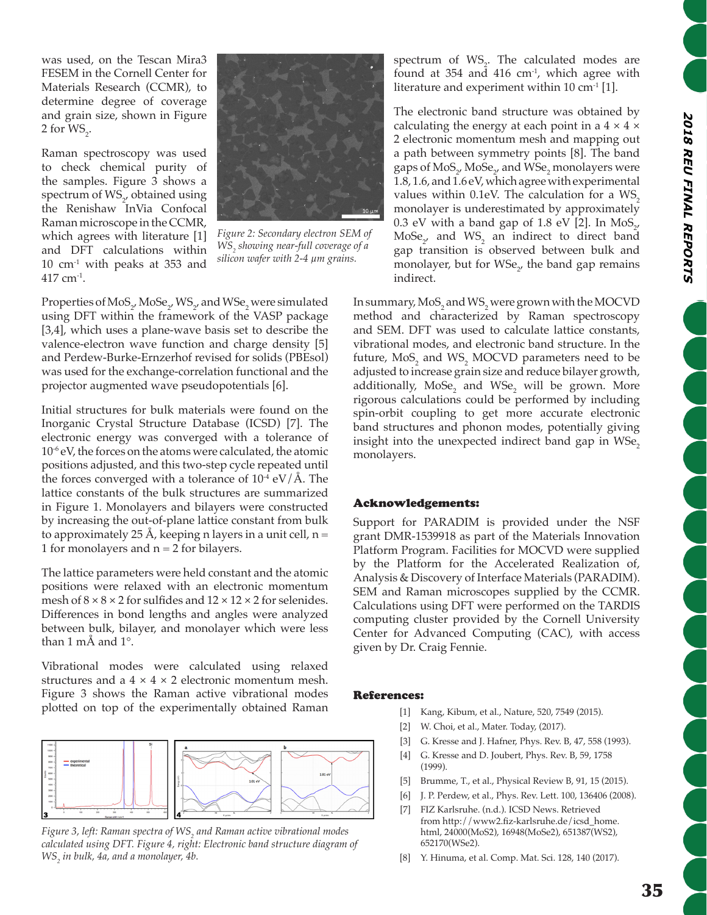was used, on the Tescan Mira3 FESEM in the Cornell Center for Materials Research (CCMR), to determine degree of coverage and grain size, shown in Figure 2 for $WS_2$.

Raman spectroscopy was used to check chemical purity of the samples. Figure 3 shows a spectrum of $WS_2$, obtained using the Renishaw InVia Confocal Raman microscope in the CCMR, which agrees with literature [1] and DFT calculations within 10 $cm^{-1}$ with peaks at 353 and 417 $cm^{-1}$.

10 µm

*Figure 2: Secondary electron SEM of $WS_2$ showing near-full coverage of a silicon wafer with 2-4 µm grains.*

Properties of $MoS_2$, $MoSe_2$, $WS_2$, and $WSe_2$ were simulated using DFT within the framework of the VASP package [3,4], which uses a plane-wave basis set to describe the valence-electron wave function and charge density [5] and Perdew-Burke-Ernzerhof revised for solids (PBEsol) was used for the exchange-correlation functional and the projector augmented wave pseudopotentials [6].

Initial structures for bulk materials were found on the Inorganic Crystal Structure Database (ICSD) [7]. The electronic energy was converged with a tolerance of $10^{-6}$ eV, the forces on the atoms were calculated, the atomic positions adjusted, and this two-step cycle repeated until the forces converged with a tolerance of $10^{-4}$ eV/Å. The lattice constants of the bulk structures are summarized in Figure 1. Monolayers and bilayers were constructed by increasing the out-of-plane lattice constant from bulk to approximately 25 Å, keeping n layers in a unit cell, n = 1 for monolayers and n = 2 for bilayers.

The lattice parameters were held constant and the atomic positions were relaxed with an electronic momentum mesh of 8 × 8 × 2 for sulfides and 12 × 12 × 2 for selenides. Differences in bond lengths and angles were analyzed between bulk, bilayer, and monolayer which were less than 1 mÅ and 1°.

Vibrational modes were calculated using relaxed structures and a 4 × 4 × 2 electronic momentum mesh. Figure 3 shows the Raman active vibrational modes plotted on top of the experimentally obtained Raman spectrum of $WS_2$. The calculated modes are found at 354 and 416 $cm^{-1}$, which agree with literature and experiment within 10 $cm^{-1}$ [1].

The electronic band structure was obtained by calculating the energy at each point in a 4 × 4 × 2 electronic momentum mesh and mapping out a path between symmetry points [8]. The band gaps of $MoS_2$, $MoSe_2$, and $WSe_2$ monolayers were 1.8, 1.6, and 1.6 eV, which agree with experimental values within 0.1eV. The calculation for a $WS_2$ monolayer is underestimated by approximately 0.3 eV with a band gap of 1.8 eV [2]. In $MoS_2$, $MoSe_2$, and $WS_2$ an indirect to direct band gap transition is observed between bulk and monolayer, but for $WSe_2$, the band gap remains indirect.

3

experimental
theoretical

Si

4

a

b

1.01 eV

1.81 eV

*Figure 3, left: Raman spectra of $WS_2$ and Raman active vibrational modes calculated using DFT. Figure 4, right: Electronic band structure diagram of $WS_2$ in bulk, 4a, and a monolayer, 4b.*

In summary, $MoS_2$ and $WS_2$ were grown with the MOCVD method and characterized by Raman spectroscopy and SEM. DFT was used to calculate lattice constants, vibrational modes, and electronic band structure. In the future, $MoS_2$ and $WS_2$ MOCVD parameters need to be adjusted to increase grain size and reduce bilayer growth, additionally, $MoSe_2$ and $WSe_2$ will be grown. More rigorous calculations could be performed by including spin-orbit coupling to get more accurate electronic band structures and phonon modes, potentially giving insight into the unexpected indirect band gap in $WSe_2$ monolayers.

## Acknowledgements:

Support for PARADIM is provided under the NSF grant DMR-1539918 as part of the Materials Innovation Platform Program. Facilities for MOCVD were supplied by the Platform for the Accelerated Realization of, Analysis & Discovery of Interface Materials (PARADIM). SEM and Raman microscopes supplied by the CCMR. Calculations using DFT were performed on the TARDIS computing cluster provided by the Cornell University Center for Advanced Computing (CAC), with access given by Dr. Craig Fennie.

## References:

[1] Kang, Kibum, et al., Nature, 520, 7549 (2015).

[2] W. Choi, et al., Mater. Today, (2017).

[3] G. Kresse and J. Hafner, Phys. Rev. B, 47, 558 (1993).

[4] G. Kresse and D. Joubert, Phys. Rev. B, 59, 1758 (1999).

[5] Brumme, T., et al., Physical Review B, 91, 15 (2015).

[6] J. P. Perdew, et al., Phys. Rev. Lett. 100, 136406 (2008).

[7] FIZ Karlsruhe. (n.d.). ICSD News. Retrieved from http://www2.fiz-karlsruhe.de/icsd_home.html, 24000(MoS2), 16948(MoSe2), 651387(WS2), 652170(WSe2).

[8] Y. Hinuma, et al. Comp. Mat. Sci. 128, 140 (2017).